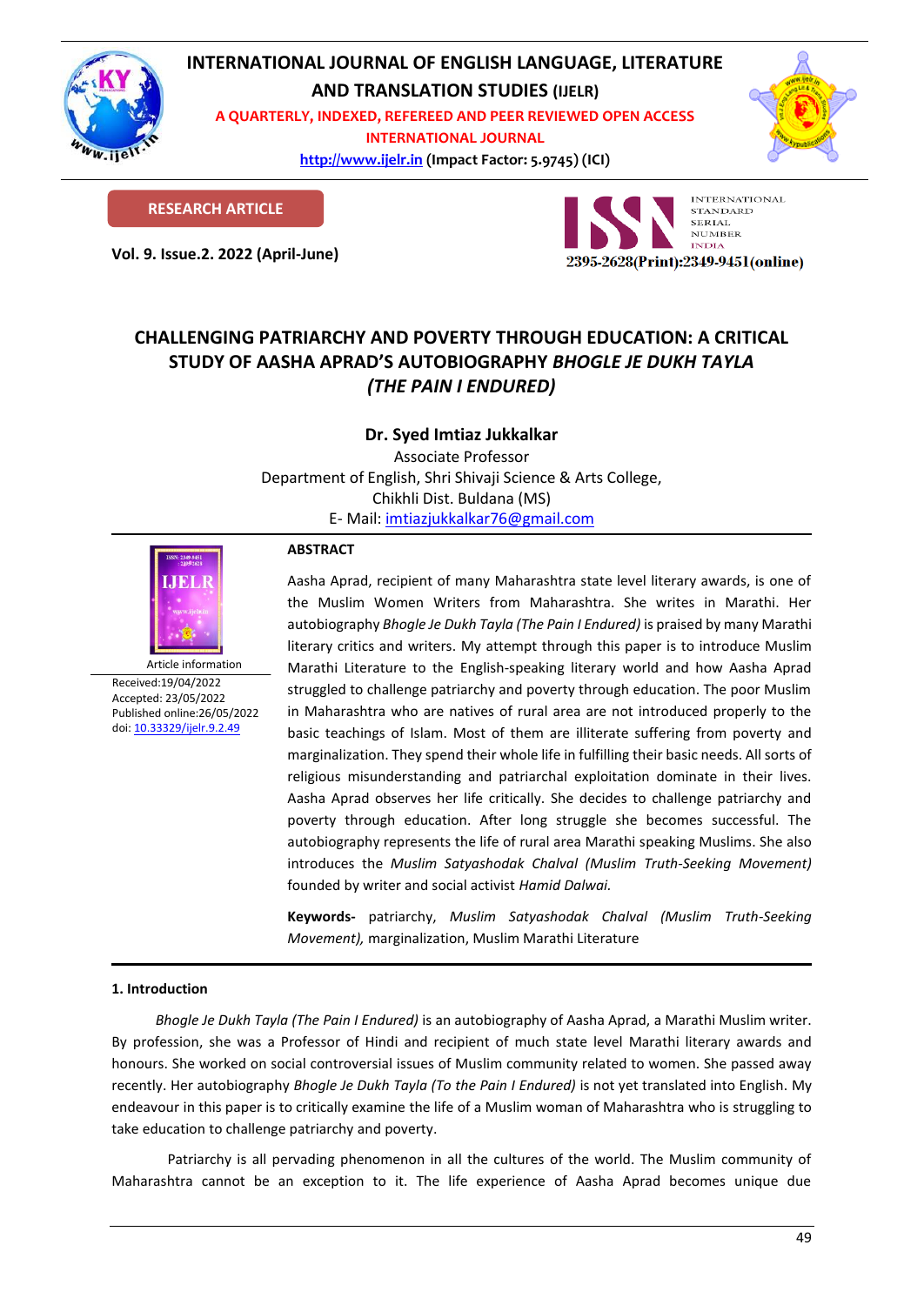# INTERNATIONAL JOURNAL OF ENGLISH LANGUAGE, LITERATURE AND TRANSLATION STUDIES (IJELR)

A QUARTERLY, INDEXED, REFEREED AND PEER REVIEWED OPEN ACCESS INTERNATIONAL JOURNAL

http://www.ijelr.in (Impact Factor: 5.9745) (ICI)

**RESEARCH ARTICLE**

**Vol. 9. Issue.2. 2022 (April-June)**

2395-2628(Print):2349-9451(online)

## CHALLENGING PATRIARCHY AND POVERTY THROUGH EDUCATION: A CRITICAL STUDY OF AASHA APRAD'S AUTOBIOGRAPHY *BHOGLE JE DUKH TAYLA (THE PAIN I ENDURED)*

**Dr. Syed Imtiaz Jukkalkar**

Associate Professor

Department of English, Shri Shivaji Science & Arts College,

Chikhli Dist. Buldana (MS)

E- Mail: imtiazjukkalkar76@gmail.com

Article information

Received:19/04/2022

Accepted: 23/05/2022

Published online:26/05/2022

doi: 10.33329/ijelr.9.2.49

**ABSTRACT**

Aasha Aprad, recipient of many Maharashtra state level literary awards, is one of the Muslim Women Writers from Maharashtra. She writes in Marathi. Her autobiography *Bhogle Je Dukh Tayla (The Pain I Endured)* is praised by many Marathi literary critics and writers. My attempt through this paper is to introduce Muslim Marathi Literature to the English-speaking literary world and how Aasha Aprad struggled to challenge patriarchy and poverty through education. The poor Muslim in Maharashtra who are natives of rural area are not introduced properly to the basic teachings of Islam. Most of them are illiterate suffering from poverty and marginalization. They spend their whole life in fulfilling their basic needs. All sorts of religious misunderstanding and patriarchal exploitation dominate in their lives. Aasha Aprad observes her life critically. She decides to challenge patriarchy and poverty through education. After long struggle she becomes successful. The autobiography represents the life of rural area Marathi speaking Muslims. She also introduces the *Muslim Satyashodak Chalval (Muslim Truth-Seeking Movement)* founded by writer and social activist *Hamid Dalwai.*

**Keywords-** patriarchy, *Muslim Satyashodak Chalval (Muslim Truth-Seeking Movement),* marginalization, Muslim Marathi Literature

### 1. Introduction

*Bhogle Je Dukh Tayla (The Pain I Endured)* is an autobiography of Aasha Aprad, a Marathi Muslim writer. By profession, she was a Professor of Hindi and recipient of much state level Marathi literary awards and honours. She worked on social controversial issues of Muslim community related to women. She passed away recently. Her autobiography *Bhogle Je Dukh Tayla (To the Pain I Endured)* is not yet translated into English. My endeavour in this paper is to critically examine the life of a Muslim woman of Maharashtra who is struggling to take education to challenge patriarchy and poverty.

Patriarchy is all pervading phenomenon in all the cultures of the world. The Muslim community of Maharashtra cannot be an exception to it. The life experience of Aasha Aprad becomes unique due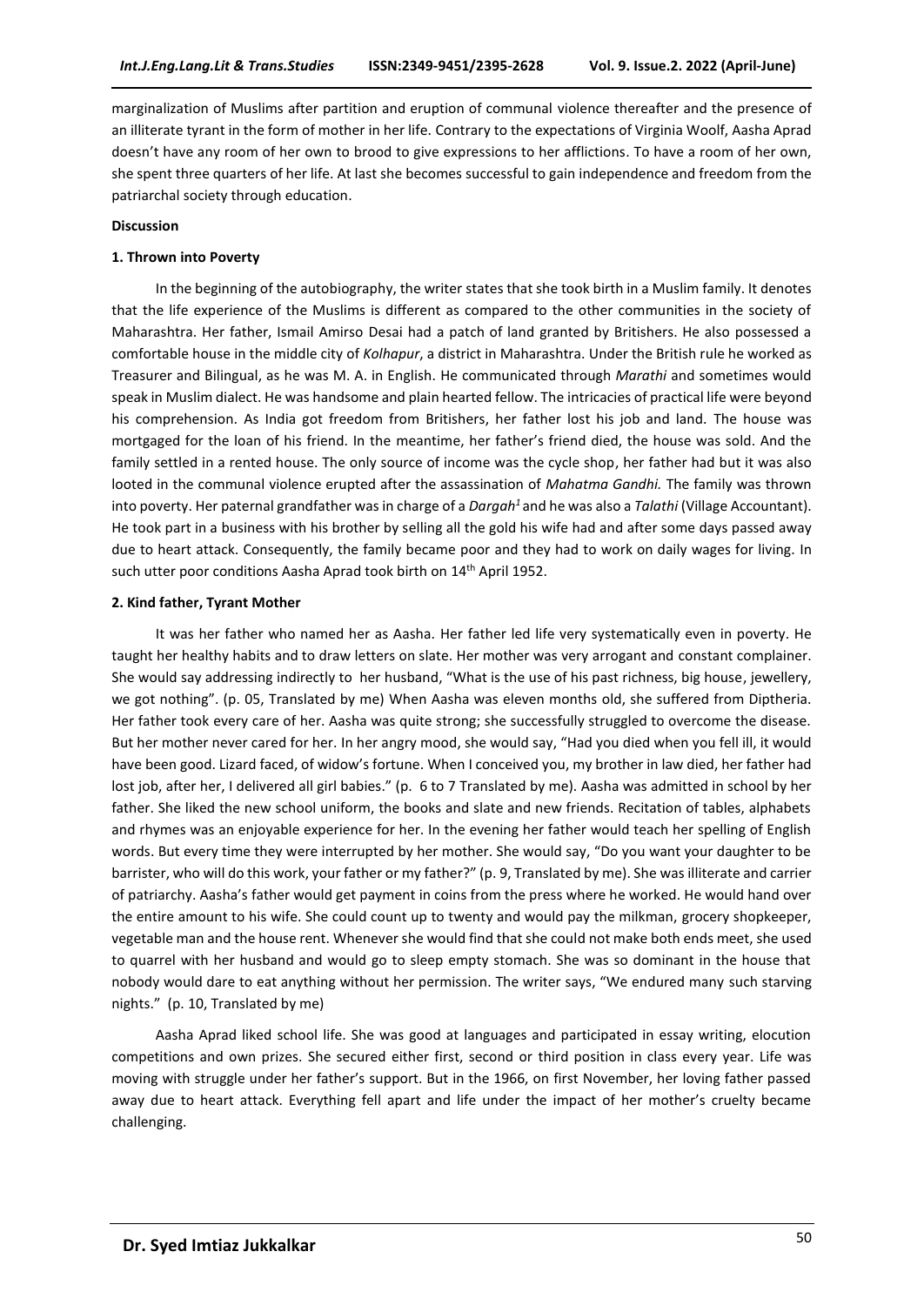marginalization of Muslims after partition and eruption of communal violence thereafter and the presence of an illiterate tyrant in the form of mother in her life. Contrary to the expectations of Virginia Woolf, Aasha Aprad doesn't have any room of her own to brood to give expressions to her afflictions. To have a room of her own, she spent three quarters of her life. At last she becomes successful to gain independence and freedom from the patriarchal society through education.

**Discussion**

**1. Thrown into Poverty**

In the beginning of the autobiography, the writer states that she took birth in a Muslim family. It denotes that the life experience of the Muslims is different as compared to the other communities in the society of Maharashtra. Her father, Ismail Amirso Desai had a patch of land granted by Britishers. He also possessed a comfortable house in the middle city of *Kolhapur*, a district in Maharashtra. Under the British rule he worked as Treasurer and Bilingual, as he was M. A. in English. He communicated through *Marathi* and sometimes would speak in Muslim dialect. He was handsome and plain hearted fellow. The intricacies of practical life were beyond his comprehension. As India got freedom from Britishers, her father lost his job and land. The house was mortgaged for the loan of his friend. In the meantime, her father's friend died, the house was sold. And the family settled in a rented house. The only source of income was the cycle shop, her father had but it was also looted in the communal violence erupted after the assassination of *Mahatma Gandhi.* The family was thrown into poverty. Her paternal grandfather was in charge of a *Dargah*[1] and he was also a *Talathi* (Village Accountant). He took part in a business with his brother by selling all the gold his wife had and after some days passed away due to heart attack. Consequently, the family became poor and they had to work on daily wages for living. In such utter poor conditions Aasha Aprad took birth on 14th April 1952.

**2. Kind father, Tyrant Mother**

It was her father who named her as Aasha. Her father led life very systematically even in poverty. He taught her healthy habits and to draw letters on slate. Her mother was very arrogant and constant complainer. She would say addressing indirectly to her husband, "What is the use of his past richness, big house, jewellery, we got nothing". (p. 05, Translated by me) When Aasha was eleven months old, she suffered from Diptheria. Her father took every care of her. Aasha was quite strong; she successfully struggled to overcome the disease. But her mother never cared for her. In her angry mood, she would say, "Had you died when you fell ill, it would have been good. Lizard faced, of widow's fortune. When I conceived you, my brother in law died, her father had lost job, after her, I delivered all girl babies." (p. 6 to 7 Translated by me). Aasha was admitted in school by her father. She liked the new school uniform, the books and slate and new friends. Recitation of tables, alphabets and rhymes was an enjoyable experience for her. In the evening her father would teach her spelling of English words. But every time they were interrupted by her mother. She would say, "Do you want your daughter to be barrister, who will do this work, your father or my father?" (p. 9, Translated by me). She was illiterate and carrier of patriarchy. Aasha's father would get payment in coins from the press where he worked. He would hand over the entire amount to his wife. She could count up to twenty and would pay the milkman, grocery shopkeeper, vegetable man and the house rent. Whenever she would find that she could not make both ends meet, she used to quarrel with her husband and would go to sleep empty stomach. She was so dominant in the house that nobody would dare to eat anything without her permission. The writer says, "We endured many such starving nights." (p. 10, Translated by me)

Aasha Aprad liked school life. She was good at languages and participated in essay writing, elocution competitions and own prizes. She secured either first, second or third position in class every year. Life was moving with struggle under her father's support. But in the 1966, on first November, her loving father passed away due to heart attack. Everything fell apart and life under the impact of her mother's cruelty became challenging.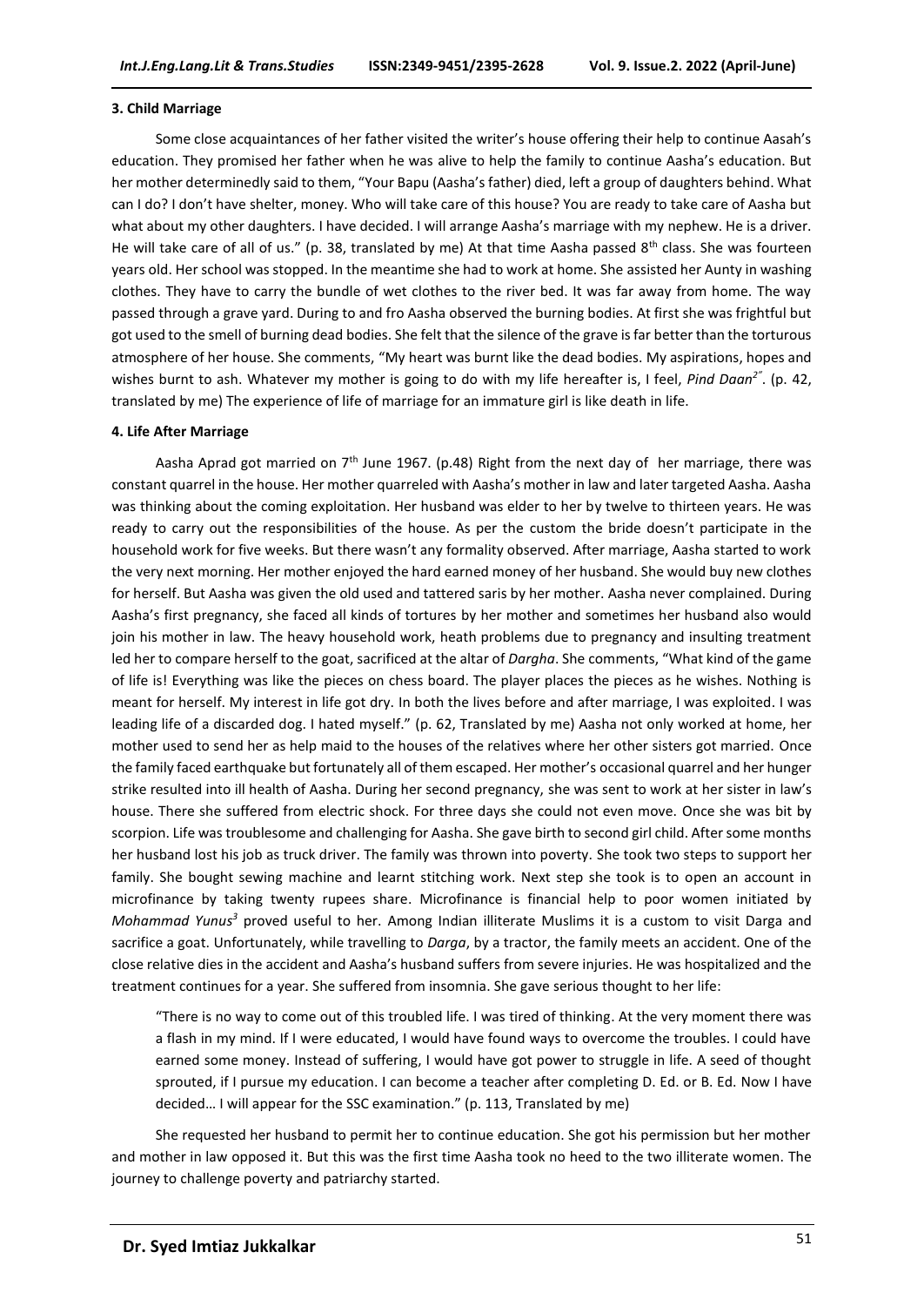### 3. Child Marriage

Some close acquaintances of her father visited the writer's house offering their help to continue Aasah's education. They promised her father when he was alive to help the family to continue Aasha's education. But her mother determinedly said to them, "Your Bapu (Aasha's father) died, left a group of daughters behind. What can I do? I don't have shelter, money. Who will take care of this house? You are ready to take care of Aasha but what about my other daughters. I have decided. I will arrange Aasha's marriage with my nephew. He is a driver. He will take care of all of us." (p. 38, translated by me) At that time Aasha passed 8th class. She was fourteen years old. Her school was stopped. In the meantime she had to work at home. She assisted her Aunty in washing clothes. They have to carry the bundle of wet clothes to the river bed. It was far away from home. The way passed through a grave yard. During to and fro Aasha observed the burning bodies. At first she was frightful but got used to the smell of burning dead bodies. She felt that the silence of the grave is far better than the torturous atmosphere of her house. She comments, "My heart was burnt like the dead bodies. My aspirations, hopes and wishes burnt to ash. Whatever my mother is going to do with my life hereafter is, I feel, *Pind Daan*[2]". (p. 42, translated by me) The experience of life of marriage for an immature girl is like death in life.

### 4. Life After Marriage

Aasha Aprad got married on 7th June 1967. (p.48) Right from the next day of her marriage, there was constant quarrel in the house. Her mother quarreled with Aasha's mother in law and later targeted Aasha. Aasha was thinking about the coming exploitation. Her husband was elder to her by twelve to thirteen years. He was ready to carry out the responsibilities of the house. As per the custom the bride doesn't participate in the household work for five weeks. But there wasn't any formality observed. After marriage, Aasha started to work the very next morning. Her mother enjoyed the hard earned money of her husband. She would buy new clothes for herself. But Aasha was given the old used and tattered saris by her mother. Aasha never complained. During Aasha's first pregnancy, she faced all kinds of tortures by her mother and sometimes her husband also would join his mother in law. The heavy household work, heath problems due to pregnancy and insulting treatment led her to compare herself to the goat, sacrificed at the altar of *Dargha*. She comments, "What kind of the game of life is! Everything was like the pieces on chess board. The player places the pieces as he wishes. Nothing is meant for herself. My interest in life got dry. In both the lives before and after marriage, I was exploited. I was leading life of a discarded dog. I hated myself." (p. 62, Translated by me) Aasha not only worked at home, her mother used to send her as help maid to the houses of the relatives where her other sisters got married. Once the family faced earthquake but fortunately all of them escaped. Her mother's occasional quarrel and her hunger strike resulted into ill health of Aasha. During her second pregnancy, she was sent to work at her sister in law's house. There she suffered from electric shock. For three days she could not even move. Once she was bit by scorpion. Life was troublesome and challenging for Aasha. She gave birth to second girl child. After some months her husband lost his job as truck driver. The family was thrown into poverty. She took two steps to support her family. She bought sewing machine and learnt stitching work. Next step she took is to open an account in microfinance by taking twenty rupees share. Microfinance is financial help to poor women initiated by *Mohammad Yunus*[3] proved useful to her. Among Indian illiterate Muslims it is a custom to visit Darga and sacrifice a goat. Unfortunately, while travelling to *Darga*, by a tractor, the family meets an accident. One of the close relative dies in the accident and Aasha's husband suffers from severe injuries. He was hospitalized and the treatment continues for a year. She suffered from insomnia. She gave serious thought to her life:

> "There is no way to come out of this troubled life. I was tired of thinking. At the very moment there was a flash in my mind. If I were educated, I would have found ways to overcome the troubles. I could have earned some money. Instead of suffering, I would have got power to struggle in life. A seed of thought sprouted, if I pursue my education. I can become a teacher after completing D. Ed. or B. Ed. Now I have decided… I will appear for the SSC examination." (p. 113, Translated by me)

She requested her husband to permit her to continue education. She got his permission but her mother and mother in law opposed it. But this was the first time Aasha took no heed to the two illiterate women. The journey to challenge poverty and patriarchy started.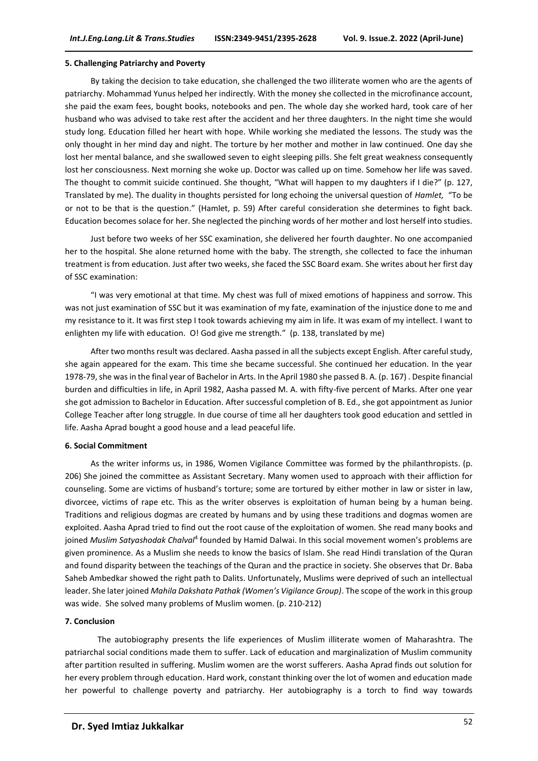### 5. Challenging Patriarchy and Poverty

By taking the decision to take education, she challenged the two illiterate women who are the agents of patriarchy. Mohammad Yunus helped her indirectly. With the money she collected in the microfinance account, she paid the exam fees, bought books, notebooks and pen. The whole day she worked hard, took care of her husband who was advised to take rest after the accident and her three daughters. In the night time she would study long. Education filled her heart with hope. While working she mediated the lessons. The study was the only thought in her mind day and night. The torture by her mother and mother in law continued. One day she lost her mental balance, and she swallowed seven to eight sleeping pills. She felt great weakness consequently lost her consciousness. Next morning she woke up. Doctor was called up on time. Somehow her life was saved. The thought to commit suicide continued. She thought, "What will happen to my daughters if I die?" (p. 127, Translated by me). The duality in thoughts persisted for long echoing the universal question of *Hamlet,* "To be or not to be that is the question." (Hamlet, p. 59) After careful consideration she determines to fight back. Education becomes solace for her. She neglected the pinching words of her mother and lost herself into studies.

Just before two weeks of her SSC examination, she delivered her fourth daughter. No one accompanied her to the hospital. She alone returned home with the baby. The strength, she collected to face the inhuman treatment is from education. Just after two weeks, she faced the SSC Board exam. She writes about her first day of SSC examination:

"I was very emotional at that time. My chest was full of mixed emotions of happiness and sorrow. This was not just examination of SSC but it was examination of my fate, examination of the injustice done to me and my resistance to it. It was first step I took towards achieving my aim in life. It was exam of my intellect. I want to enlighten my life with education. O! God give me strength." (p. 138, translated by me)

After two months result was declared. Aasha passed in all the subjects except English. After careful study, she again appeared for the exam. This time she became successful. She continued her education. In the year 1978-79, she was in the final year of Bachelor in Arts. In the April 1980 she passed B. A. (p. 167) . Despite financial burden and difficulties in life, in April 1982, Aasha passed M. A. with fifty-five percent of Marks. After one year she got admission to Bachelor in Education. After successful completion of B. Ed., she got appointment as Junior College Teacher after long struggle. In due course of time all her daughters took good education and settled in life. Aasha Aprad bought a good house and a lead peaceful life.

### 6. Social Commitment

As the writer informs us, in 1986, Women Vigilance Committee was formed by the philanthropists. (p. 206) She joined the committee as Assistant Secretary. Many women used to approach with their affliction for counseling. Some are victims of husband's torture; some are tortured by either mother in law or sister in law, divorcee, victims of rape etc. This as the writer observes is exploitation of human being by a human being. Traditions and religious dogmas are created by humans and by using these traditions and dogmas women are exploited. Aasha Aprad tried to find out the root cause of the exploitation of women. She read many books and joined *Muslim Satyashodak Chalval*[4] founded by Hamid Dalwai. In this social movement women's problems are given prominence. As a Muslim she needs to know the basics of Islam. She read Hindi translation of the Quran and found disparity between the teachings of the Quran and the practice in society. She observes that Dr. Baba Saheb Ambedkar showed the right path to Dalits. Unfortunately, Muslims were deprived of such an intellectual leader. She later joined *Mahila Dakshata Pathak (Women's Vigilance Group)*. The scope of the work in this group was wide. She solved many problems of Muslim women. (p. 210-212)

### 7. Conclusion

The autobiography presents the life experiences of Muslim illiterate women of Maharashtra. The patriarchal social conditions made them to suffer. Lack of education and marginalization of Muslim community after partition resulted in suffering. Muslim women are the worst sufferers. Aasha Aprad finds out solution for her every problem through education. Hard work, constant thinking over the lot of women and education made her powerful to challenge poverty and patriarchy. Her autobiography is a torch to find way towards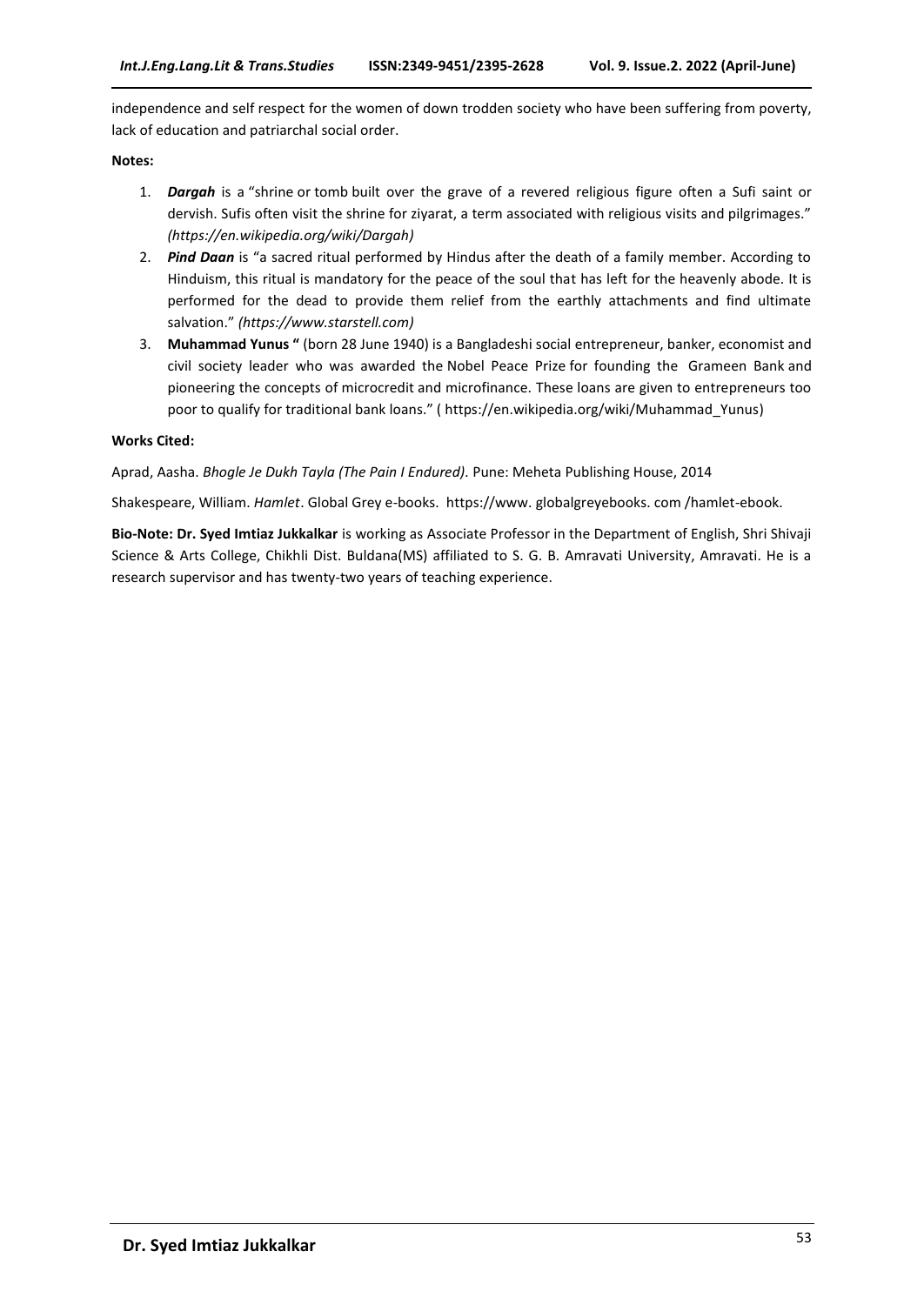independence and self respect for the women of down trodden society who have been suffering from poverty, lack of education and patriarchal social order.

**Notes:**

1. ***Dargah*** is a "shrine or tomb built over the grave of a revered religious figure often a Sufi saint or dervish. Sufis often visit the shrine for ziyarat, a term associated with religious visits and pilgrimages." *(https://en.wikipedia.org/wiki/Dargah)*
2. ***Pind Daan*** is "a sacred ritual performed by Hindus after the death of a family member. According to Hinduism, this ritual is mandatory for the peace of the soul that has left for the heavenly abode. It is performed for the dead to provide them relief from the earthly attachments and find ultimate salvation." *(https://www.starstell.com)*
3. **Muhammad Yunus "** (born 28 June 1940) is a Bangladeshi social entrepreneur, banker, economist and civil society leader who was awarded the Nobel Peace Prize for founding the Grameen Bank and pioneering the concepts of microcredit and microfinance. These loans are given to entrepreneurs too poor to qualify for traditional bank loans." ( https://en.wikipedia.org/wiki/Muhammad_Yunus)

**Works Cited:**

Aprad, Aasha. *Bhogle Je Dukh Tayla (The Pain I Endured).* Pune: Meheta Publishing House, 2014

Shakespeare, William. *Hamlet*. Global Grey e-books. https://www. globalgreyebooks. com /hamlet-ebook.

**Bio-Note: Dr. Syed Imtiaz Jukkalkar** is working as Associate Professor in the Department of English, Shri Shivaji Science & Arts College, Chikhli Dist. Buldana(MS) affiliated to S. G. B. Amravati University, Amravati. He is a research supervisor and has twenty-two years of teaching experience.